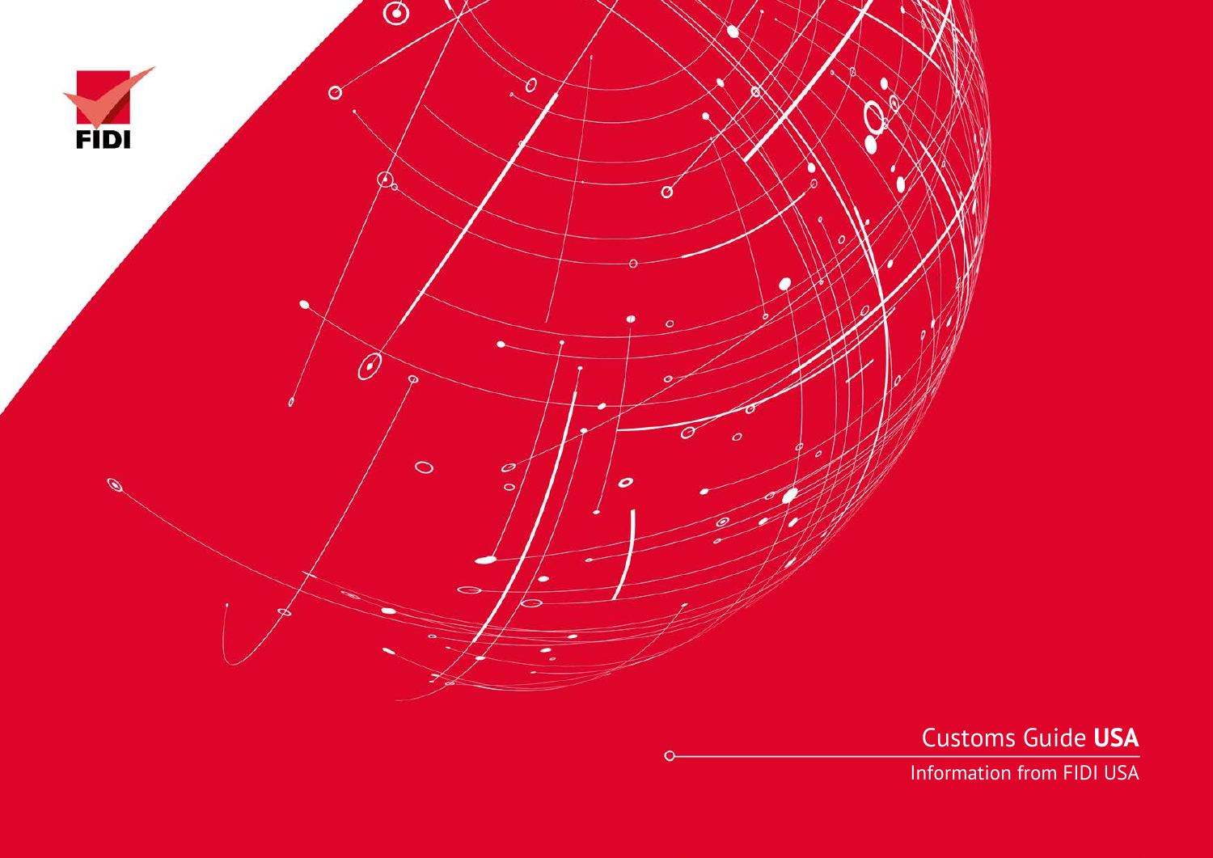FIDI

# Customs Guide **USA**

Information from FIDI USA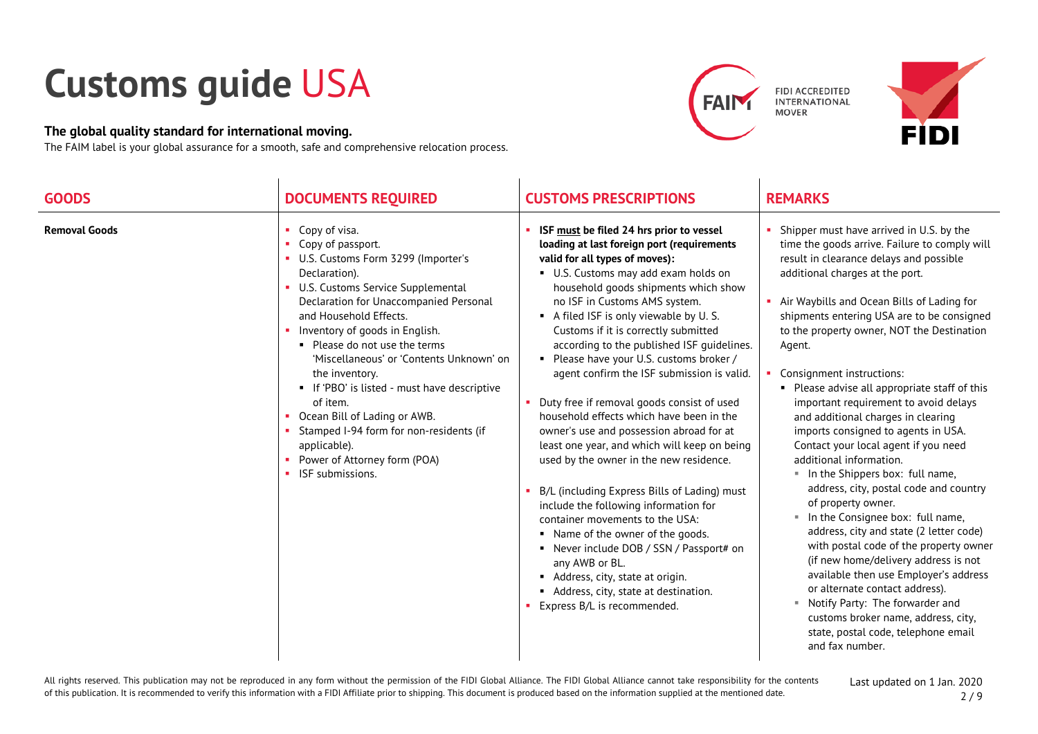# Customs guide USA

**The global quality standard for international moving.**

The FAIM label is your global assurance for a smooth, safe and comprehensive relocation process.

FIDI ACCREDITED INTERNATIONAL MOVER

| GOODS | DOCUMENTS REQUIRED | CUSTOMS PRESCRIPTIONS | REMARKS |
|---|---|---|---|
| **Removal Goods** | ▪ Copy of visa.<br>▪ Copy of passport.<br>▪ U.S. Customs Form 3299 (Importer's Declaration).<br>▪ U.S. Customs Service Supplemental Declaration for Unaccompanied Personal and Household Effects.<br>▪ Inventory of goods in English.<br>&nbsp;&nbsp;▪ Please do not use the terms 'Miscellaneous' or 'Contents Unknown' on the inventory.<br>&nbsp;&nbsp;▪ If 'PBO' is listed - must have descriptive of item.<br>▪ Ocean Bill of Lading or AWB.<br>▪ Stamped I-94 form for non-residents (if applicable).<br>▪ Power of Attorney form (POA)<br>▪ ISF submissions. | ▪ **ISF <u>must</u> be filed 24 hrs prior to vessel loading at last foreign port (requirements valid for all types of moves):**<br>&nbsp;&nbsp;▪ U.S. Customs may add exam holds on household goods shipments which show no ISF in Customs AMS system.<br>&nbsp;&nbsp;▪ A filed ISF is only viewable by U. S. Customs if it is correctly submitted according to the published ISF guidelines.<br>&nbsp;&nbsp;▪ Please have your U.S. customs broker / agent confirm the ISF submission is valid.<br><br>▪ Duty free if removal goods consist of used household effects which have been in the owner's use and possession abroad for at least one year, and which will keep on being used by the owner in the new residence.<br><br>▪ B/L (including Express Bills of Lading) must include the following information for container movements to the USA:<br>&nbsp;&nbsp;▪ Name of the owner of the goods.<br>&nbsp;&nbsp;▪ Never include DOB / SSN / Passport# on any AWB or BL.<br>&nbsp;&nbsp;▪ Address, city, state at origin.<br>&nbsp;&nbsp;▪ Address, city, state at destination.<br>▪ Express B/L is recommended. | ▪ Shipper must have arrived in U.S. by the time the goods arrive. Failure to comply will result in clearance delays and possible additional charges at the port.<br><br>▪ Air Waybills and Ocean Bills of Lading for shipments entering USA are to be consigned to the property owner, NOT the Destination Agent.<br><br>▪ Consignment instructions:<br>&nbsp;&nbsp;▪ Please advise all appropriate staff of this important requirement to avoid delays and additional charges in clearing imports consigned to agents in USA. Contact your local agent if you need additional information.<br>&nbsp;&nbsp;&nbsp;&nbsp;▪ In the Shippers box: full name, address, city, postal code and country of property owner.<br>&nbsp;&nbsp;&nbsp;&nbsp;▪ In the Consignee box: full name, address, city and state (2 letter code) with postal code of the property owner (if new home/delivery address is not available then use Employer's address or alternate contact address).<br>&nbsp;&nbsp;&nbsp;&nbsp;▪ Notify Party: The forwarder and customs broker name, address, city, state, postal code, telephone email and fax number. |

All rights reserved. This publication may not be reproduced in any form without the permission of the FIDI Global Alliance. The FIDI Global Alliance cannot take responsibility for the contents of this publication. It is recommended to verify this information with a FIDI Affiliate prior to shipping. This document is produced based on the information supplied at the mentioned date.

Last updated on 1 Jan. 2020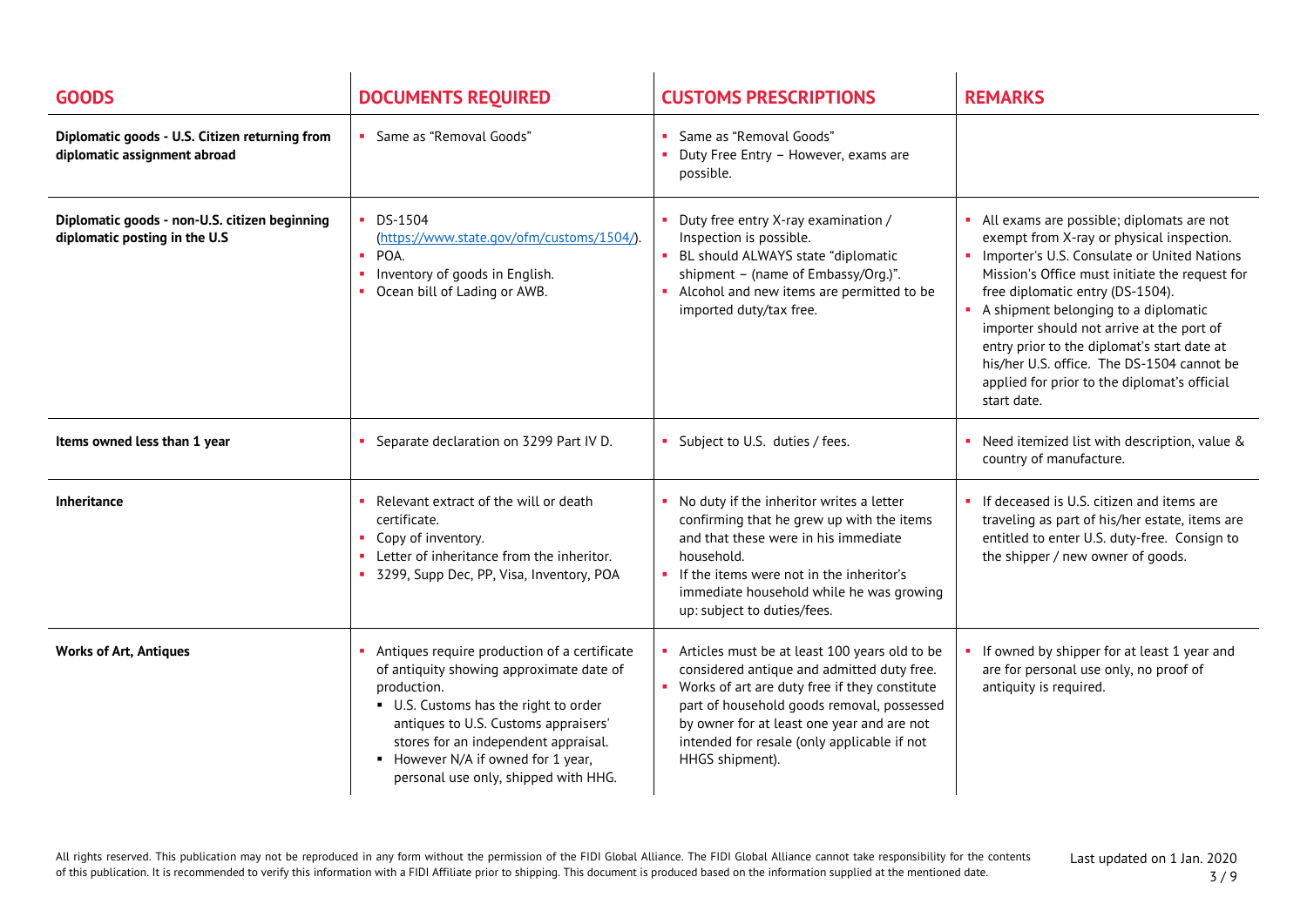| GOODS | DOCUMENTS REQUIRED | CUSTOMS PRESCRIPTIONS | REMARKS |
|---|---|---|---|
| **Diplomatic goods - U.S. Citizen returning from diplomatic assignment abroad** | ▪ Same as "Removal Goods" | ▪ Same as "Removal Goods"<br>▪ Duty Free Entry – However, exams are possible. | |
| **Diplomatic goods - non-U.S. citizen beginning diplomatic posting in the U.S** | ▪ DS-1504 (https://www.state.gov/ofm/customs/1504/).<br>▪ POA.<br>▪ Inventory of goods in English.<br>▪ Ocean bill of Lading or AWB. | ▪ Duty free entry X-ray examination / Inspection is possible.<br>▪ BL should ALWAYS state "diplomatic shipment – (name of Embassy/Org.)".<br>▪ Alcohol and new items are permitted to be imported duty/tax free. | ▪ All exams are possible; diplomats are not exempt from X-ray or physical inspection.<br>▪ Importer's U.S. Consulate or United Nations Mission's Office must initiate the request for free diplomatic entry (DS-1504).<br>▪ A shipment belonging to a diplomatic importer should not arrive at the port of entry prior to the diplomat's start date at his/her U.S. office. The DS-1504 cannot be applied for prior to the diplomat's official start date. |
| **Items owned less than 1 year** | ▪ Separate declaration on 3299 Part IV D. | ▪ Subject to U.S. duties / fees. | ▪ Need itemized list with description, value & country of manufacture. |
| **Inheritance** | ▪ Relevant extract of the will or death certificate.<br>▪ Copy of inventory.<br>▪ Letter of inheritance from the inheritor.<br>▪ 3299, Supp Dec, PP, Visa, Inventory, POA | ▪ No duty if the inheritor writes a letter confirming that he grew up with the items and that these were in his immediate household.<br>▪ If the items were not in the inheritor's immediate household while he was growing up: subject to duties/fees. | ▪ If deceased is U.S. citizen and items are traveling as part of his/her estate, items are entitled to enter U.S. duty-free. Consign to the shipper / new owner of goods. |
| **Works of Art, Antiques** | ▪ Antiques require production of a certificate of antiquity showing approximate date of production.<br>&nbsp;&nbsp;▪ U.S. Customs has the right to order antiques to U.S. Customs appraisers' stores for an independent appraisal.<br>&nbsp;&nbsp;▪ However N/A if owned for 1 year, personal use only, shipped with HHG. | ▪ Articles must be at least 100 years old to be considered antique and admitted duty free.<br>▪ Works of art are duty free if they constitute part of household goods removal, possessed by owner for at least one year and are not intended for resale (only applicable if not HHGS shipment). | ▪ If owned by shipper for at least 1 year and are for personal use only, no proof of antiquity is required. |

All rights reserved. This publication may not be reproduced in any form without the permission of the FIDI Global Alliance. The FIDI Global Alliance cannot take responsibility for the contents of this publication. It is recommended to verify this information with a FIDI Affiliate prior to shipping. This document is produced based on the information supplied at the mentioned date.

Last updated on 1 Jan. 2020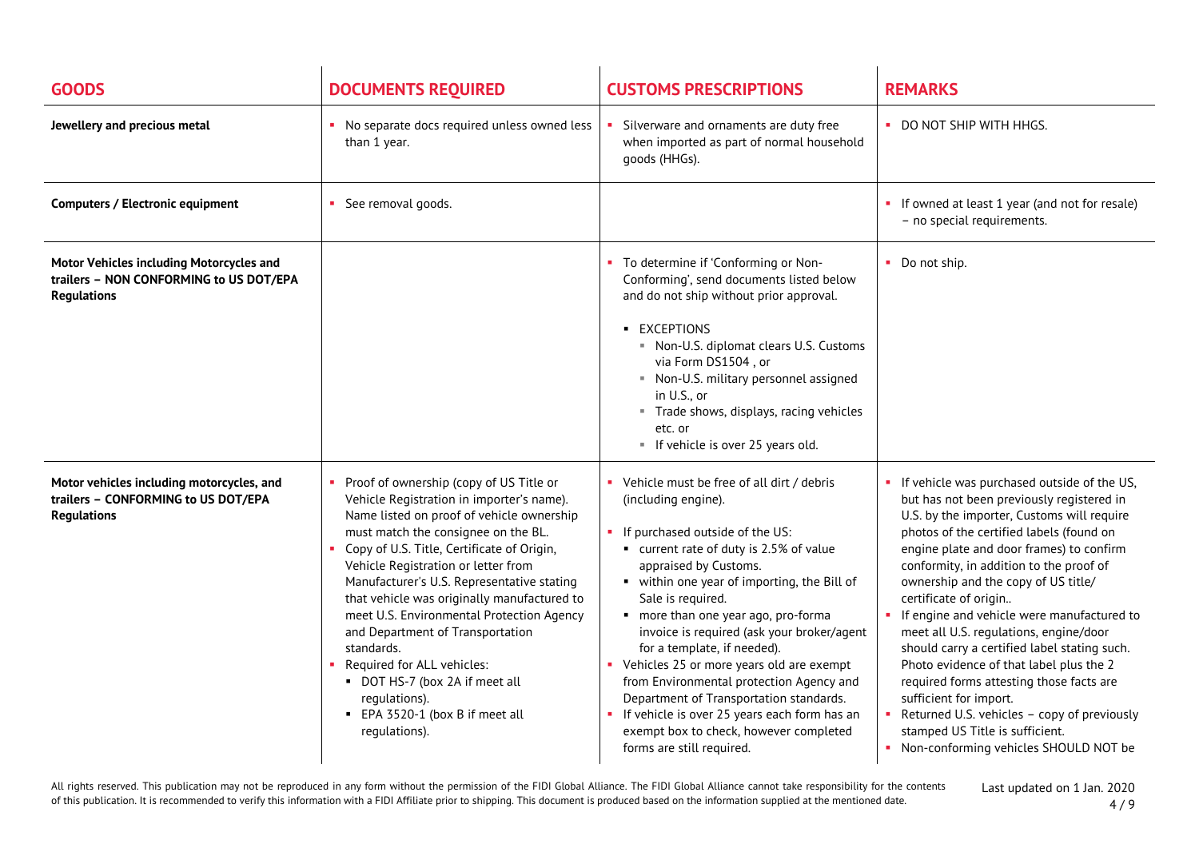| GOODS | DOCUMENTS REQUIRED | CUSTOMS PRESCRIPTIONS | REMARKS |
|---|---|---|---|
| **Jewellery and precious metal** | ▪ No separate docs required unless owned less than 1 year. | ▪ Silverware and ornaments are duty free when imported as part of normal household goods (HHGs). | ▪ DO NOT SHIP WITH HHGS. |
| **Computers / Electronic equipment** | ▪ See removal goods. | | ▪ If owned at least 1 year (and not for resale) – no special requirements. |
| **Motor Vehicles including Motorcycles and trailers – NON CONFORMING to US DOT/EPA Regulations** | | ▪ To determine if 'Conforming or Non-Conforming', send documents listed below and do not ship without prior approval.<br><br>▪ EXCEPTIONS<br>▪ Non-U.S. diplomat clears U.S. Customs via Form DS1504 , or<br>▪ Non-U.S. military personnel assigned in U.S., or<br>▪ Trade shows, displays, racing vehicles etc. or<br>▪ If vehicle is over 25 years old. | ▪ Do not ship. |
| **Motor vehicles including motorcycles, and trailers – CONFORMING to US DOT/EPA Regulations** | ▪ Proof of ownership (copy of US Title or Vehicle Registration in importer's name). Name listed on proof of vehicle ownership must match the consignee on the BL.<br>▪ Copy of U.S. Title, Certificate of Origin, Vehicle Registration or letter from Manufacturer's U.S. Representative stating that vehicle was originally manufactured to meet U.S. Environmental Protection Agency and Department of Transportation standards.<br>▪ Required for ALL vehicles:<br>▪ DOT HS-7 (box 2A if meet all regulations).<br>▪ EPA 3520-1 (box B if meet all regulations). | ▪ Vehicle must be free of all dirt / debris (including engine).<br><br>▪ If purchased outside of the US:<br>▪ current rate of duty is 2.5% of value appraised by Customs.<br>▪ within one year of importing, the Bill of Sale is required.<br>▪ more than one year ago, pro-forma invoice is required (ask your broker/agent for a template, if needed).<br>▪ Vehicles 25 or more years old are exempt from Environmental protection Agency and Department of Transportation standards.<br>▪ If vehicle is over 25 years each form has an exempt box to check, however completed forms are still required. | ▪ If vehicle was purchased outside of the US, but has not been previously registered in U.S. by the importer, Customs will require photos of the certified labels (found on engine plate and door frames) to confirm conformity, in addition to the proof of ownership and the copy of US title/ certificate of origin..<br>▪ If engine and vehicle were manufactured to meet all U.S. regulations, engine/door should carry a certified label stating such. Photo evidence of that label plus the 2 required forms attesting those facts are sufficient for import.<br>▪ Returned U.S. vehicles – copy of previously stamped US Title is sufficient.<br>▪ Non-conforming vehicles SHOULD NOT be |

All rights reserved. This publication may not be reproduced in any form without the permission of the FIDI Global Alliance. The FIDI Global Alliance cannot take responsibility for the contents of this publication. It is recommended to verify this information with a FIDI Affiliate prior to shipping. This document is produced based on the information supplied at the mentioned date.

Last updated on 1 Jan. 2020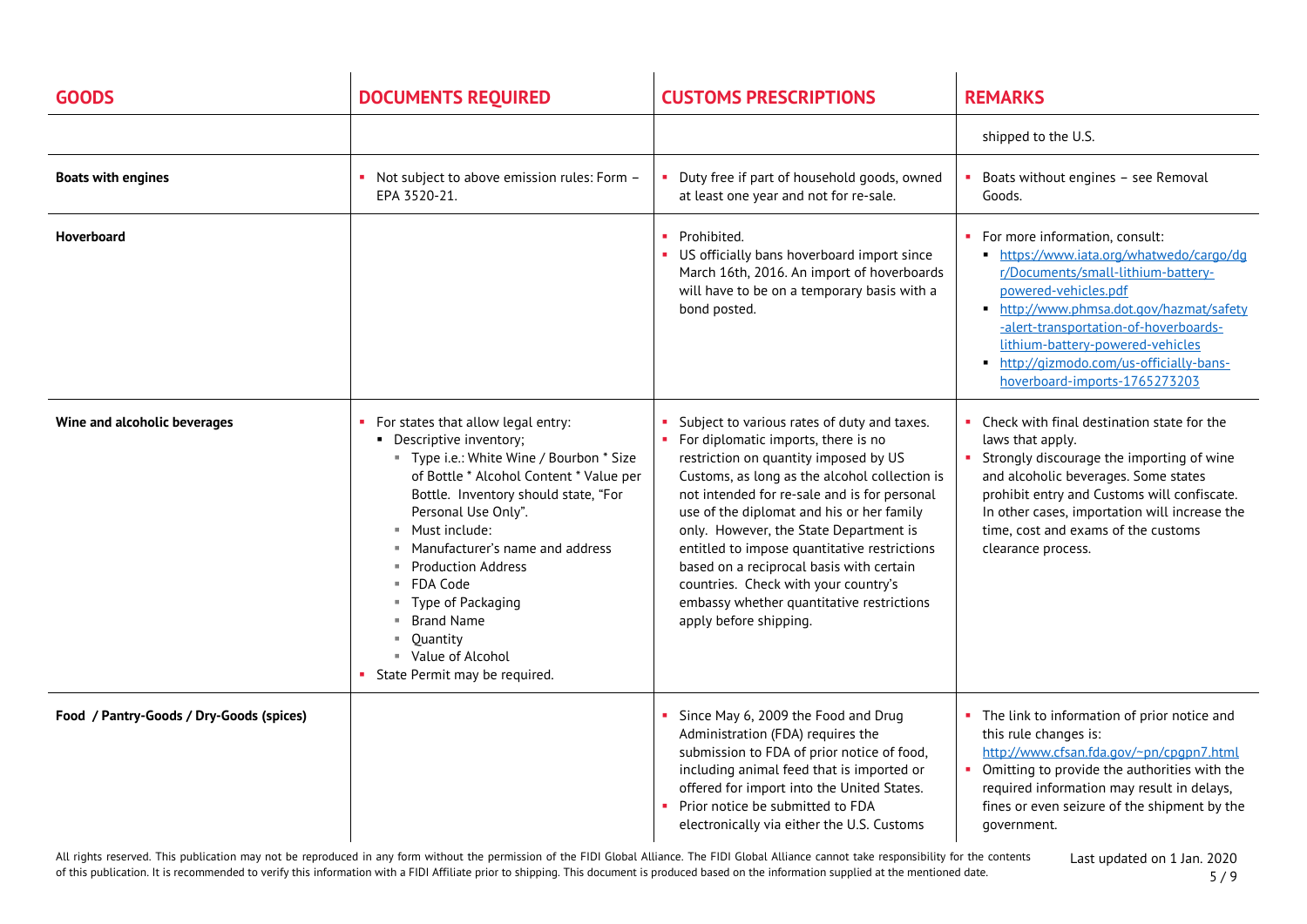| GOODS | DOCUMENTS REQUIRED | CUSTOMS PRESCRIPTIONS | REMARKS |
|---|---|---|---|
| | | | shipped to the U.S. |
| **Boats with engines** | ▪ Not subject to above emission rules: Form – EPA 3520-21. | ▪ Duty free if part of household goods, owned at least one year and not for re-sale. | ▪ Boats without engines – see Removal Goods. |
| **Hoverboard** | | ▪ Prohibited.<br>▪ US officially bans hoverboard import since March 16th, 2016. An import of hoverboards will have to be on a temporary basis with a bond posted. | ▪ For more information, consult:<br>▪ https://www.iata.org/whatwedo/cargo/dgr/Documents/small-lithium-battery-powered-vehicles.pdf<br>▪ http://www.phmsa.dot.gov/hazmat/safety-alert-transportation-of-hoverboards-lithium-battery-powered-vehicles<br>▪ http://gizmodo.com/us-officially-bans-hoverboard-imports-1765273203 |
| **Wine and alcoholic beverages** | ▪ For states that allow legal entry:<br>▪ Descriptive inventory;<br>▪ Type i.e.: White Wine / Bourbon * Size of Bottle * Alcohol Content * Value per Bottle. Inventory should state, "For Personal Use Only".<br>▪ Must include:<br>▪ Manufacturer's name and address<br>▪ Production Address<br>▪ FDA Code<br>▪ Type of Packaging<br>▪ Brand Name<br>▪ Quantity<br>▪ Value of Alcohol<br>▪ State Permit may be required. | ▪ Subject to various rates of duty and taxes.<br>▪ For diplomatic imports, there is no restriction on quantity imposed by US Customs, as long as the alcohol collection is not intended for re-sale and is for personal use of the diplomat and his or her family only. However, the State Department is entitled to impose quantitative restrictions based on a reciprocal basis with certain countries. Check with your country's embassy whether quantitative restrictions apply before shipping. | ▪ Check with final destination state for the laws that apply.<br>▪ Strongly discourage the importing of wine and alcoholic beverages. Some states prohibit entry and Customs will confiscate. In other cases, importation will increase the time, cost and exams of the customs clearance process. |
| **Food / Pantry-Goods / Dry-Goods (spices)** | | ▪ Since May 6, 2009 the Food and Drug Administration (FDA) requires the submission to FDA of prior notice of food, including animal feed that is imported or offered for import into the United States.<br>▪ Prior notice be submitted to FDA electronically via either the U.S. Customs | ▪ The link to information of prior notice and this rule changes is: http://www.cfsan.fda.gov/~pn/cpgpn7.html<br>▪ Omitting to provide the authorities with the required information may result in delays, fines or even seizure of the shipment by the government. |

All rights reserved. This publication may not be reproduced in any form without the permission of the FIDI Global Alliance. The FIDI Global Alliance cannot take responsibility for the contents of this publication. It is recommended to verify this information with a FIDI Affiliate prior to shipping. This document is produced based on the information supplied at the mentioned date.

Last updated on 1 Jan. 2020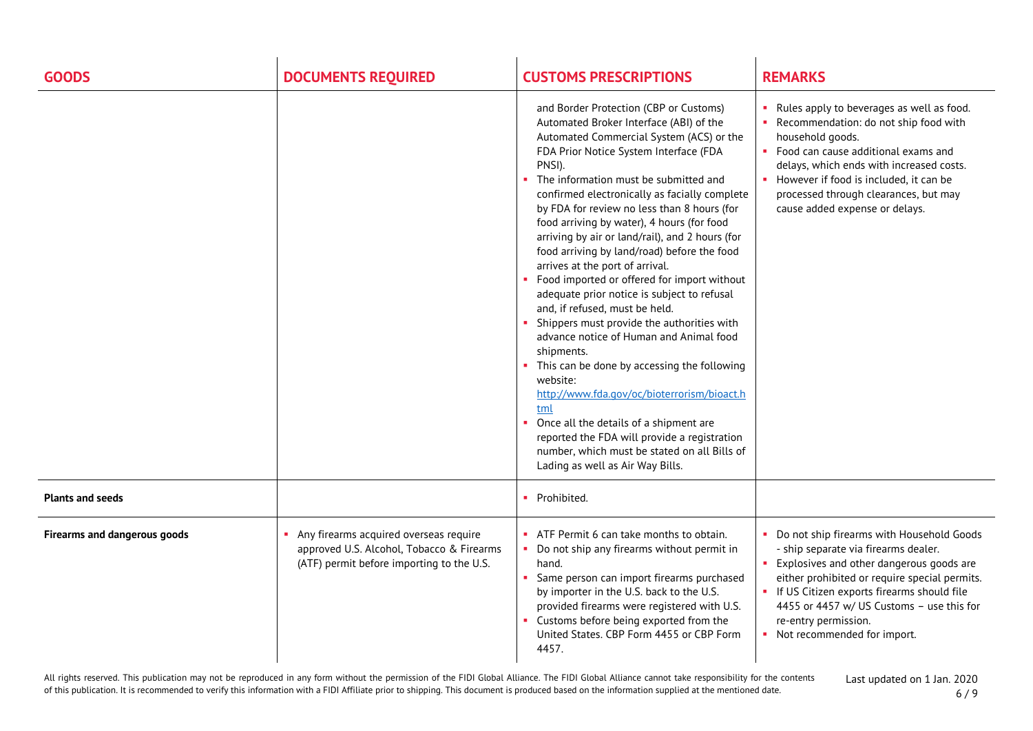| GOODS | DOCUMENTS REQUIRED | CUSTOMS PRESCRIPTIONS | REMARKS |
|---|---|---|---|
| | | and Border Protection (CBP or Customs) Automated Broker Interface (ABI) of the Automated Commercial System (ACS) or the FDA Prior Notice System Interface (FDA PNSI).<br>▪ The information must be submitted and confirmed electronically as facially complete by FDA for review no less than 8 hours (for food arriving by water), 4 hours (for food arriving by air or land/rail), and 2 hours (for food arriving by land/road) before the food arrives at the port of arrival.<br>▪ Food imported or offered for import without adequate prior notice is subject to refusal and, if refused, must be held.<br>▪ Shippers must provide the authorities with advance notice of Human and Animal food shipments.<br>▪ This can be done by accessing the following website: http://www.fda.gov/oc/bioterrorism/bioact.html<br>▪ Once all the details of a shipment are reported the FDA will provide a registration number, which must be stated on all Bills of Lading as well as Air Way Bills. | ▪ Rules apply to beverages as well as food.<br>▪ Recommendation: do not ship food with household goods.<br>▪ Food can cause additional exams and delays, which ends with increased costs.<br>▪ However if food is included, it can be processed through clearances, but may cause added expense or delays. |
| **Plants and seeds** | | ▪ Prohibited. | |
| **Firearms and dangerous goods** | ▪ Any firearms acquired overseas require approved U.S. Alcohol, Tobacco & Firearms (ATF) permit before importing to the U.S. | ▪ ATF Permit 6 can take months to obtain.<br>▪ Do not ship any firearms without permit in hand.<br>▪ Same person can import firearms purchased by importer in the U.S. back to the U.S. provided firearms were registered with U.S.<br>▪ Customs before being exported from the United States. CBP Form 4455 or CBP Form 4457. | ▪ Do not ship firearms with Household Goods - ship separate via firearms dealer.<br>▪ Explosives and other dangerous goods are either prohibited or require special permits.<br>▪ If US Citizen exports firearms should file 4455 or 4457 w/ US Customs – use this for re-entry permission.<br>▪ Not recommended for import. |

All rights reserved. This publication may not be reproduced in any form without the permission of the FIDI Global Alliance. The FIDI Global Alliance cannot take responsibility for the contents of this publication. It is recommended to verify this information with a FIDI Affiliate prior to shipping. This document is produced based on the information supplied at the mentioned date.

Last updated on 1 Jan. 2020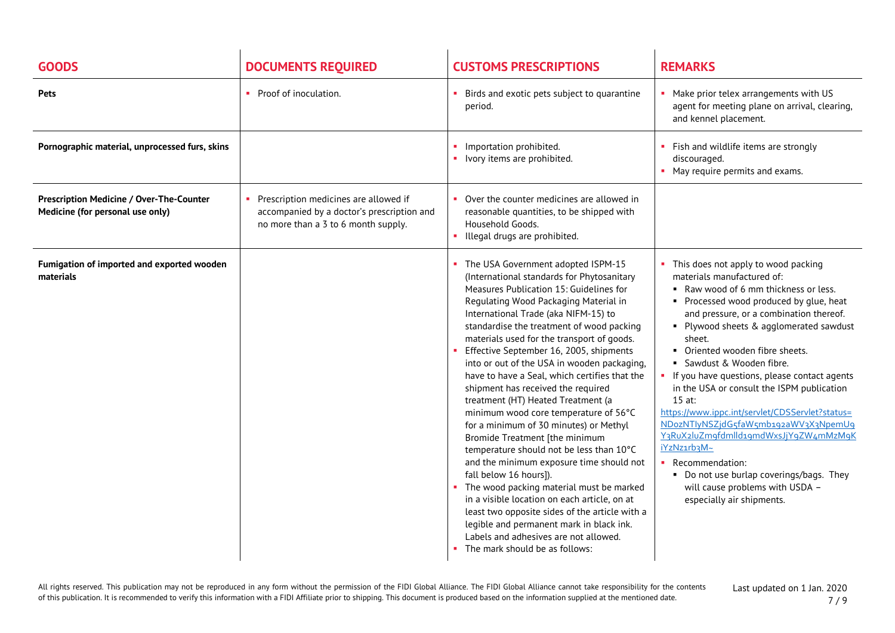| GOODS | DOCUMENTS REQUIRED | CUSTOMS PRESCRIPTIONS | REMARKS |
|---|---|---|---|
| **Pets** | ▪ Proof of inoculation. | ▪ Birds and exotic pets subject to quarantine period. | ▪ Make prior telex arrangements with US agent for meeting plane on arrival, clearing, and kennel placement. |
| **Pornographic material, unprocessed furs, skins** | | ▪ Importation prohibited.<br>▪ Ivory items are prohibited. | ▪ Fish and wildlife items are strongly discouraged.<br>▪ May require permits and exams. |
| **Prescription Medicine / Over-The-Counter Medicine (for personal use only)** | ▪ Prescription medicines are allowed if accompanied by a doctor's prescription and no more than a 3 to 6 month supply. | ▪ Over the counter medicines are allowed in reasonable quantities, to be shipped with Household Goods.<br>▪ Illegal drugs are prohibited. | |
| **Fumigation of imported and exported wooden materials** | | ▪ The USA Government adopted ISPM-15 (International standards for Phytosanitary Measures Publication 15: Guidelines for Regulating Wood Packaging Material in International Trade (aka NIFM-15) to standardise the treatment of wood packing materials used for the transport of goods.<br>▪ Effective September 16, 2005, shipments into or out of the USA in wooden packaging, have to have a Seal, which certifies that the shipment has received the required treatment (HT) Heated Treatment (a minimum wood core temperature of 56°C for a minimum of 30 minutes) or Methyl Bromide Treatment [the minimum temperature should not be less than 10°C and the minimum exposure time should not fall below 16 hours]).<br>▪ The wood packing material must be marked in a visible location on each article, on at least two opposite sides of the article with a legible and permanent mark in black ink. Labels and adhesives are not allowed.<br>▪ The mark should be as follows: | ▪ This does not apply to wood packing materials manufactured of:<br>▪ Raw wood of 6 mm thickness or less.<br>▪ Processed wood produced by glue, heat and pressure, or a combination thereof.<br>▪ Plywood sheets & agglomerated sawdust sheet.<br>▪ Oriented wooden fibre sheets.<br>▪ Sawdust & Wooden fibre.<br>▪ If you have questions, please contact agents in the USA or consult the ISPM publication 15 at:<br>https://www.ippc.int/servlet/CDSServlet?status=ND0zNTIyNSZjdG5faW5mb192aWV3X3NpemU9Y3RuX2luZm9fdmlld19mdWxsJjY9ZW4mMzM9KiYzNz1rb3M~<br>▪ Recommendation:<br>▪ Do not use burlap coverings/bags. They will cause problems with USDA – especially air shipments. |

All rights reserved. This publication may not be reproduced in any form without the permission of the FIDI Global Alliance. The FIDI Global Alliance cannot take responsibility for the contents of this publication. It is recommended to verify this information with a FIDI Affiliate prior to shipping. This document is produced based on the information supplied at the mentioned date.

Last updated on 1 Jan. 2020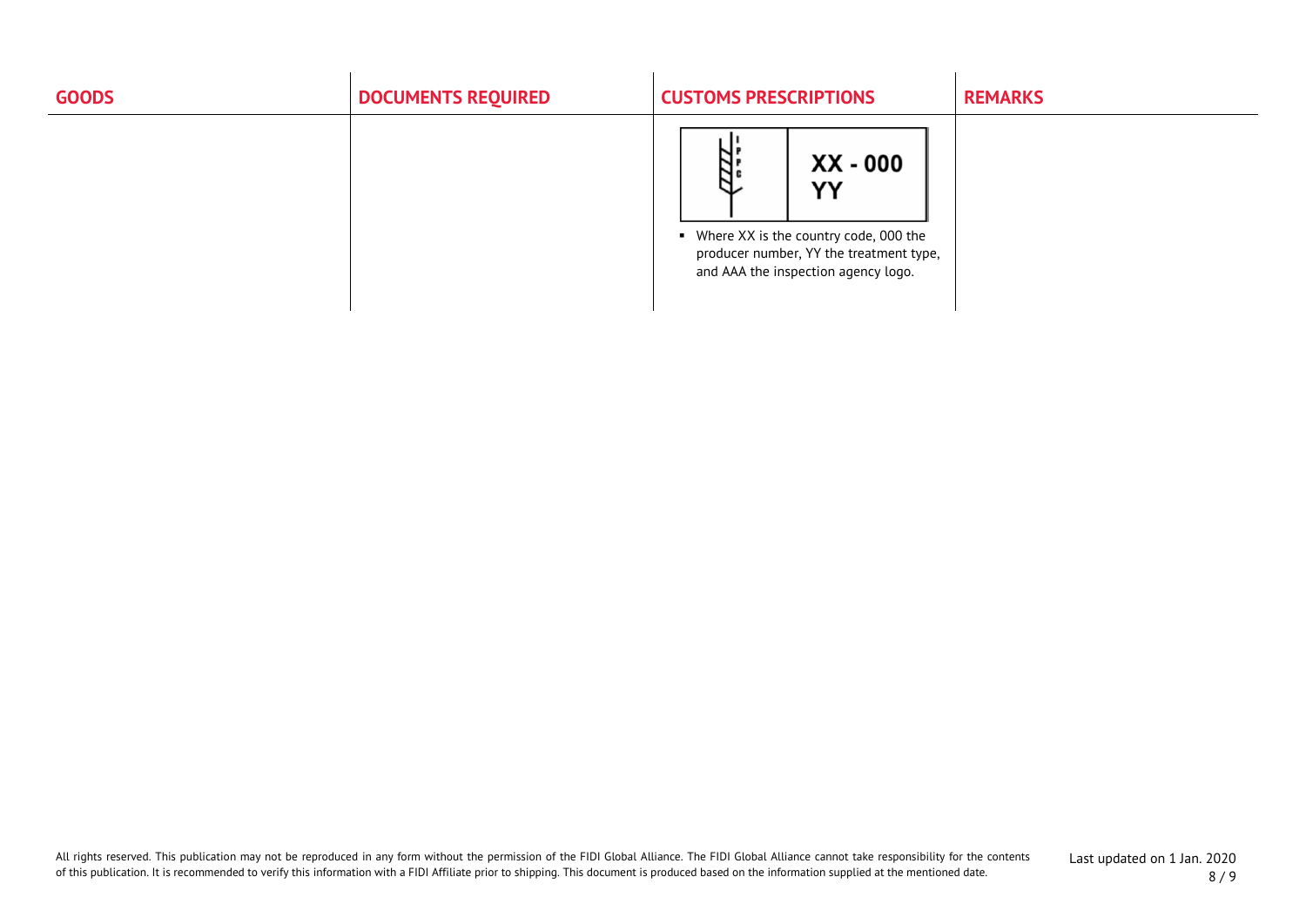| GOODS | DOCUMENTS REQUIRED | CUSTOMS PRESCRIPTIONS | REMARKS |
| --- | --- | --- | --- |
| | | IPPC XX - 000 YY<br>▪ Where XX is the country code, 000 the producer number, YY the treatment type, and AAA the inspection agency logo. | |

All rights reserved. This publication may not be reproduced in any form without the permission of the FIDI Global Alliance. The FIDI Global Alliance cannot take responsibility for the contents of this publication. It is recommended to verify this information with a FIDI Affiliate prior to shipping. This document is produced based on the information supplied at the mentioned date.

Last updated on 1 Jan. 2020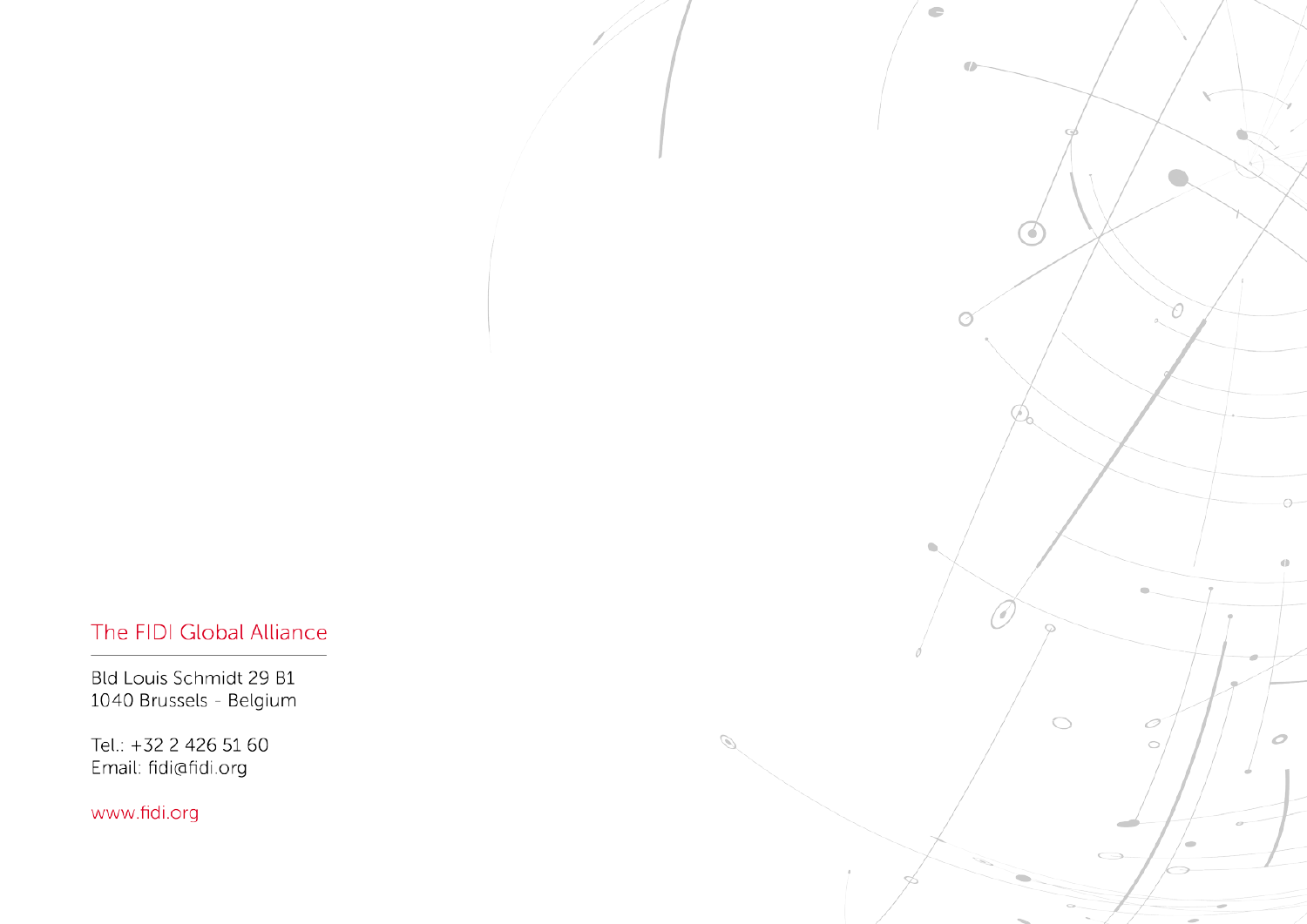The FIDI Global Alliance

Bld Louis Schmidt 29 B1
1040 Brussels - Belgium

Tel.: +32 2 426 51 60
Email: fidi@fidi.org

www.fidi.org